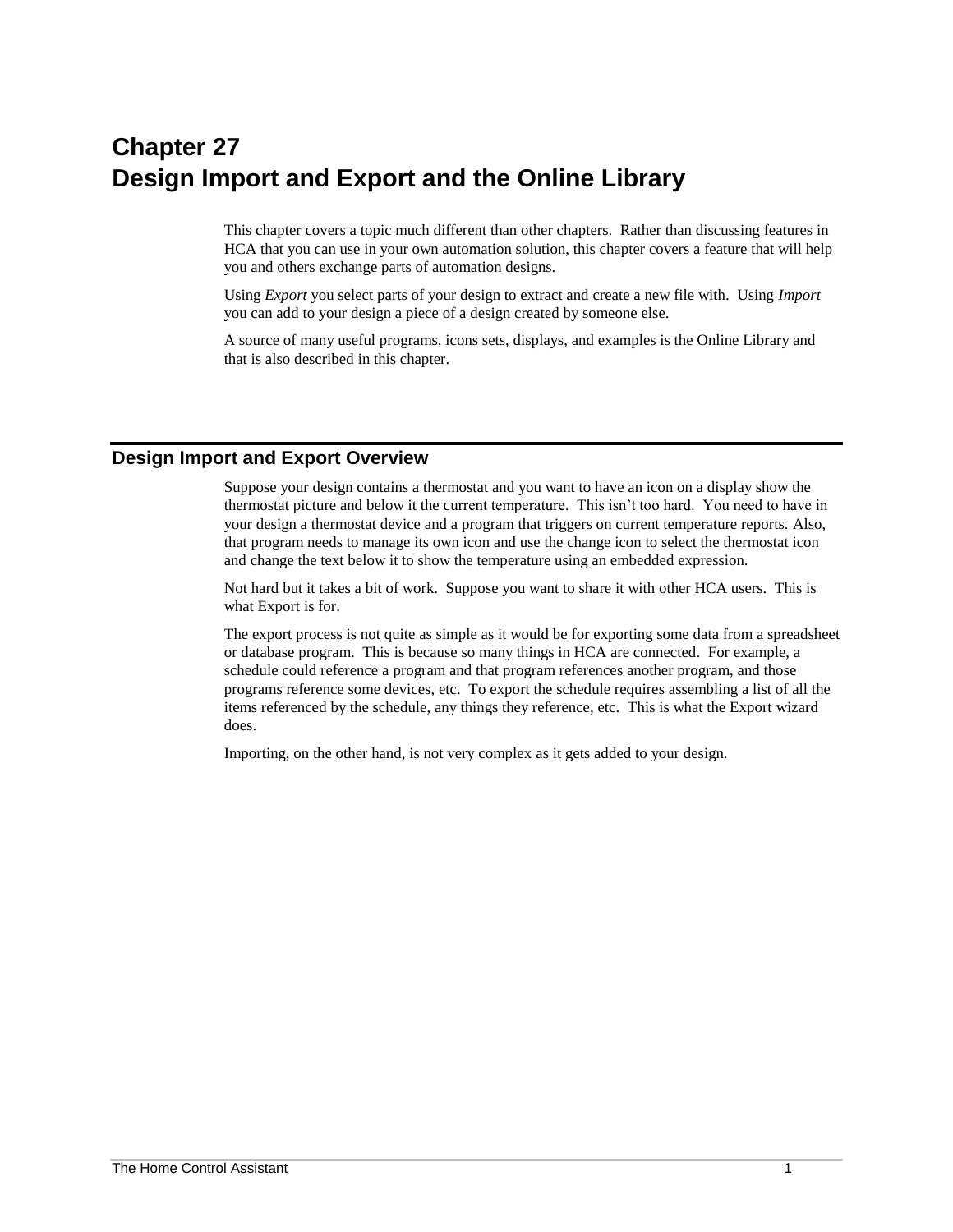# Chapter 27
# Design Import and Export and the Online Library

This chapter covers a topic much different than other chapters.  Rather than discussing features in HCA that you can use in your own automation solution, this chapter covers a feature that will help you and others exchange parts of automation designs.

Using *Export* you select parts of your design to extract and create a new file with.  Using *Import* you can add to your design a piece of a design created by someone else.

A source of many useful programs, icons sets, displays, and examples is the Online Library and that is also described in this chapter.

## Design Import and Export Overview

Suppose your design contains a thermostat and you want to have an icon on a display show the thermostat picture and below it the current temperature.  This isn't too hard.  You need to have in your design a thermostat device and a program that triggers on current temperature reports. Also, that program needs to manage its own icon and use the change icon to select the thermostat icon and change the text below it to show the temperature using an embedded expression.

Not hard but it takes a bit of work.  Suppose you want to share it with other HCA users.  This is what Export is for.

The export process is not quite as simple as it would be for exporting some data from a spreadsheet or database program.  This is because so many things in HCA are connected.  For example, a schedule could reference a program and that program references another program, and those programs reference some devices, etc.  To export the schedule requires assembling a list of all the items referenced by the schedule, any things they reference, etc.  This is what the Export wizard does.

Importing, on the other hand, is not very complex as it gets added to your design.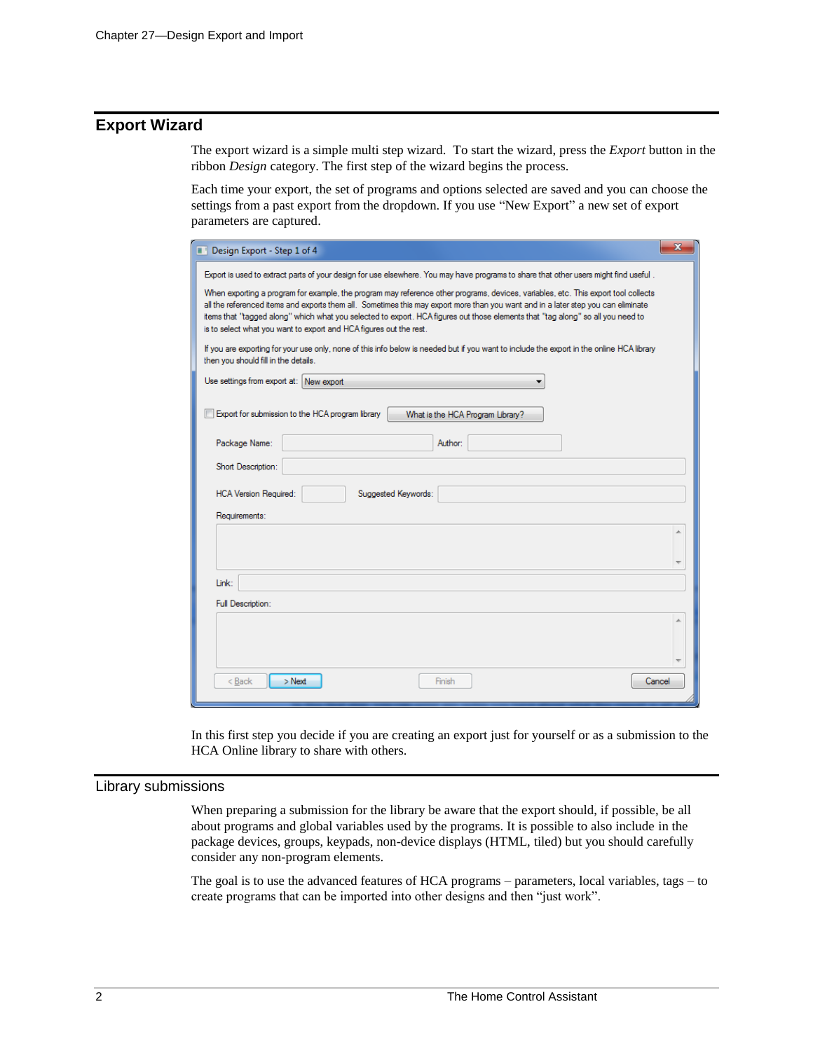## Export Wizard

The export wizard is a simple multi step wizard. To start the wizard, press the *Export* button in the ribbon *Design* category. The first step of the wizard begins the process.

Each time your export, the set of programs and options selected are saved and you can choose the settings from a past export from the dropdown. If you use "New Export" a new set of export parameters are captured.

In this first step you decide if you are creating an export just for yourself or as a submission to the HCA Online library to share with others.

## Library submissions

When preparing a submission for the library be aware that the export should, if possible, be all about programs and global variables used by the programs. It is possible to also include in the package devices, groups, keypads, non-device displays (HTML, tiled) but you should carefully consider any non-program elements.

The goal is to use the advanced features of HCA programs – parameters, local variables, tags – to create programs that can be imported into other designs and then "just work".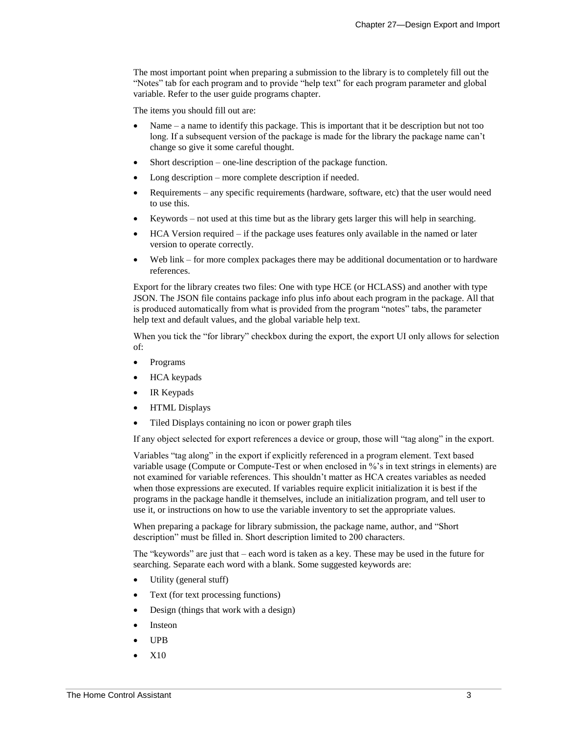The most important point when preparing a submission to the library is to completely fill out the "Notes" tab for each program and to provide "help text" for each program parameter and global variable. Refer to the user guide programs chapter.

The items you should fill out are:

- Name – a name to identify this package. This is important that it be description but not too long. If a subsequent version of the package is made for the library the package name can't change so give it some careful thought.
- Short description – one-line description of the package function.
- Long description – more complete description if needed.
- Requirements – any specific requirements (hardware, software, etc) that the user would need to use this.
- Keywords – not used at this time but as the library gets larger this will help in searching.
- HCA Version required – if the package uses features only available in the named or later version to operate correctly.
- Web link – for more complex packages there may be additional documentation or to hardware references.

Export for the library creates two files: One with type HCE (or HCLASS) and another with type JSON. The JSON file contains package info plus info about each program in the package. All that is produced automatically from what is provided from the program "notes" tabs, the parameter help text and default values, and the global variable help text.

When you tick the "for library" checkbox during the export, the export UI only allows for selection of:

- Programs
- HCA keypads
- IR Keypads
- HTML Displays
- Tiled Displays containing no icon or power graph tiles

If any object selected for export references a device or group, those will "tag along" in the export.

Variables "tag along" in the export if explicitly referenced in a program element. Text based variable usage (Compute or Compute-Test or when enclosed in %'s in text strings in elements) are not examined for variable references. This shouldn't matter as HCA creates variables as needed when those expressions are executed. If variables require explicit initialization it is best if the programs in the package handle it themselves, include an initialization program, and tell user to use it, or instructions on how to use the variable inventory to set the appropriate values.

When preparing a package for library submission, the package name, author, and "Short description" must be filled in. Short description limited to 200 characters.

The "keywords" are just that – each word is taken as a key. These may be used in the future for searching. Separate each word with a blank. Some suggested keywords are:

- Utility (general stuff)
- Text (for text processing functions)
- Design (things that work with a design)
- Insteon
- UPB
- X10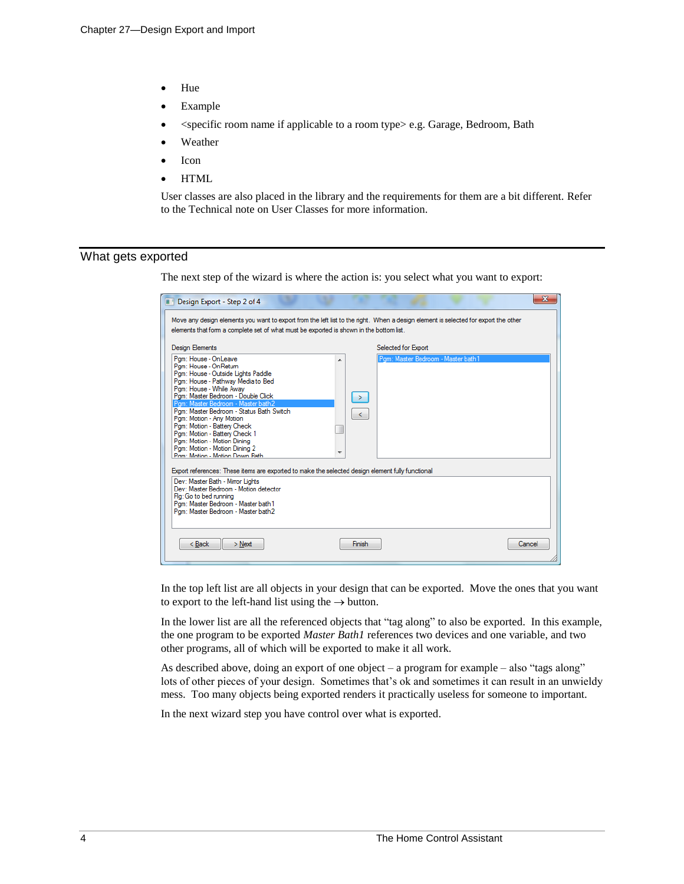- Hue
- Example
- <specific room name if applicable to a room type> e.g. Garage, Bedroom, Bath
- Weather
- Icon
- HTML

User classes are also placed in the library and the requirements for them are a bit different. Refer to the Technical note on User Classes for more information.

## What gets exported

The next step of the wizard is where the action is: you select what you want to export:

Design Export - Step 2 of 4

Move any design elements you want to export from the left list to the right. When a design element is selected for export the other elements that form a complete set of what must be exported is shown in the bottom list.

Design Elements

- Pgm: House - OnLeave
- Pgm: House - OnReturn
- Pgm: House - Outside Lights Paddle
- Pgm: House - Pathway Media to Bed
- Pgm: House - While Away
- Pgm: Master Bedroom - Double Click
- Pgm: Master Bedroom - Master bath2
- Pgm: Master Bedroom - Status Bath Switch
- Pgm: Motion - Any Motion
- Pgm: Motion - Battery Check
- Pgm: Motion - Battery Check 1
- Pgm: Motion - Motion Dining
- Pgm: Motion - Motion Dining 2
- Pgm: Motion - Motion Down Bath

Selected for Export

- Pgm: Master Bedroom - Master bath1

Export references: These items are exported to make the selected design element fully functional

- Dev: Master Bath - Mirror Lights
- Dev: Master Bedroom - Motion detector
- Flg: Go to bed running
- Pgm: Master Bedroom - Master bath1
- Pgm: Master Bedroom - Master bath2

< Back | > Next | Finish | Cancel

In the top left list are all objects in your design that can be exported. Move the ones that you want to export to the left-hand list using the → button.

In the lower list are all the referenced objects that "tag along" to also be exported. In this example, the one program to be exported *Master Bath1* references two devices and one variable, and two other programs, all of which will be exported to make it all work.

As described above, doing an export of one object – a program for example – also "tags along" lots of other pieces of your design. Sometimes that's ok and sometimes it can result in an unwieldy mess. Too many objects being exported renders it practically useless for someone to important.

In the next wizard step you have control over what is exported.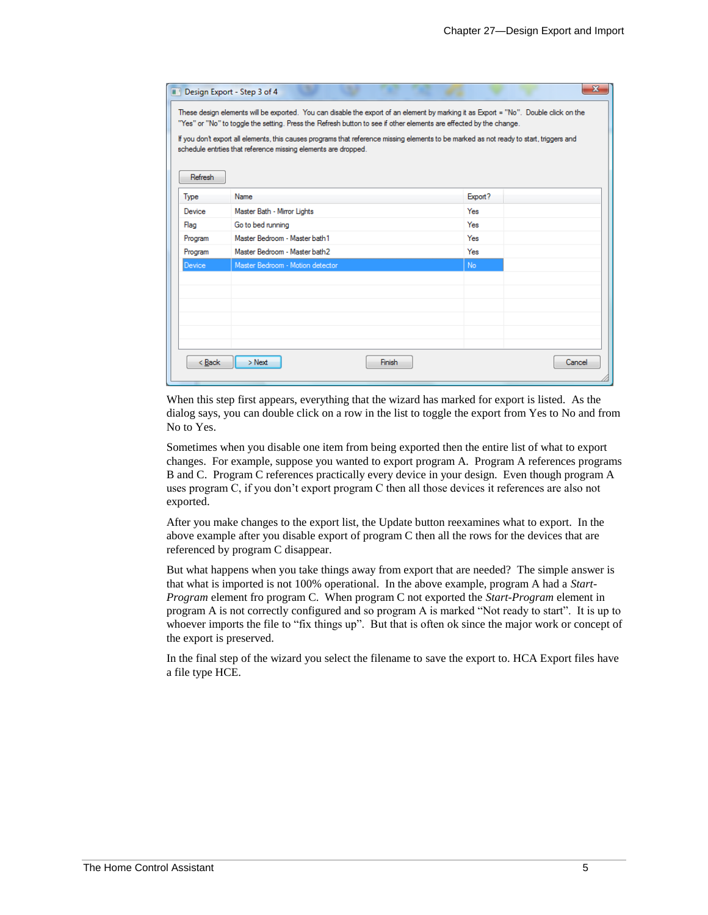Design Export - Step 3 of 4

These design elements will be exported. You can disable the export of an element by marking it as Export = "No". Double click on the "Yes" or "No" to toggle the setting. Press the Refresh button to see if other elements are effected by the change.

If you dont export all elements, this causes programs that reference missing elements to be marked as not ready to start, triggers and schedule entrties that reference missing elements are dropped.

Refresh

| Type | Name | Export? |
|---|---|---|
| Device | Master Bath - Mirror Lights | Yes |
| Flag | Go to bed running | Yes |
| Program | Master Bedroom - Master bath1 | Yes |
| Program | Master Bedroom - Master bath2 | Yes |
| Device | Master Bedroom - Motion detector | No |

< Back | > Next | Finish | Cancel

When this step first appears, everything that the wizard has marked for export is listed. As the dialog says, you can double click on a row in the list to toggle the export from Yes to No and from No to Yes.

Sometimes when you disable one item from being exported then the entire list of what to export changes. For example, suppose you wanted to export program A. Program A references programs B and C. Program C references practically every device in your design. Even though program A uses program C, if you don't export program C then all those devices it references are also not exported.

After you make changes to the export list, the Update button reexamines what to export. In the above example after you disable export of program C then all the rows for the devices that are referenced by program C disappear.

But what happens when you take things away from export that are needed? The simple answer is that what is imported is not 100% operational. In the above example, program A had a *Start-Program* element fro program C. When program C not exported the *Start-Program* element in program A is not correctly configured and so program A is marked "Not ready to start". It is up to whoever imports the file to "fix things up". But that is often ok since the major work or concept of the export is preserved.

In the final step of the wizard you select the filename to save the export to. HCA Export files have a file type HCE.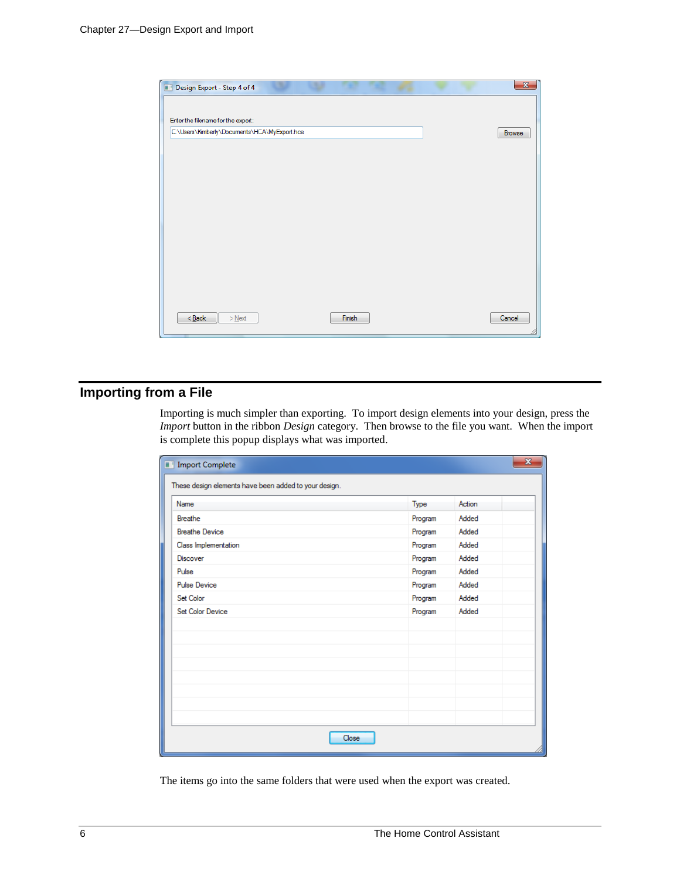## Importing from a File

Importing is much simpler than exporting. To import design elements into your design, press the *Import* button in the ribbon *Design* category. Then browse to the file you want. When the import is complete this popup displays what was imported.

The items go into the same folders that were used when the export was created.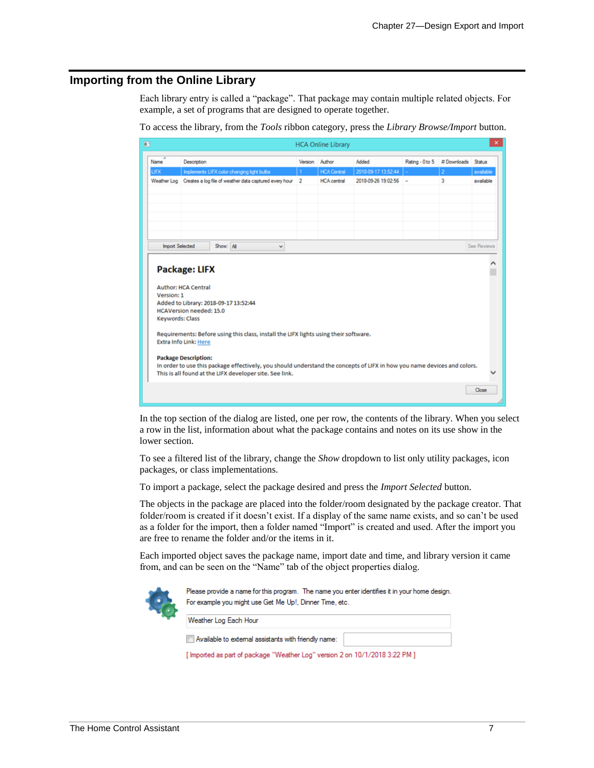## Importing from the Online Library

Each library entry is called a "package". That package may contain multiple related objects. For example, a set of programs that are designed to operate together.

To access the library, from the *Tools* ribbon category, press the *Library Browse/Import* button.

In the top section of the dialog are listed, one per row, the contents of the library. When you select a row in the list, information about what the package contains and notes on its use show in the lower section.

To see a filtered list of the library, change the *Show* dropdown to list only utility packages, icon packages, or class implementations.

To import a package, select the package desired and press the *Import Selected* button.

The objects in the package are placed into the folder/room designated by the package creator. That folder/room is created if it doesn't exist. If a display of the same name exists, and so can't be used as a folder for the import, then a folder named "Import" is created and used. After the import you are free to rename the folder and/or the items in it.

Each imported object saves the package name, import date and time, and library version it came from, and can be seen on the "Name" tab of the object properties dialog.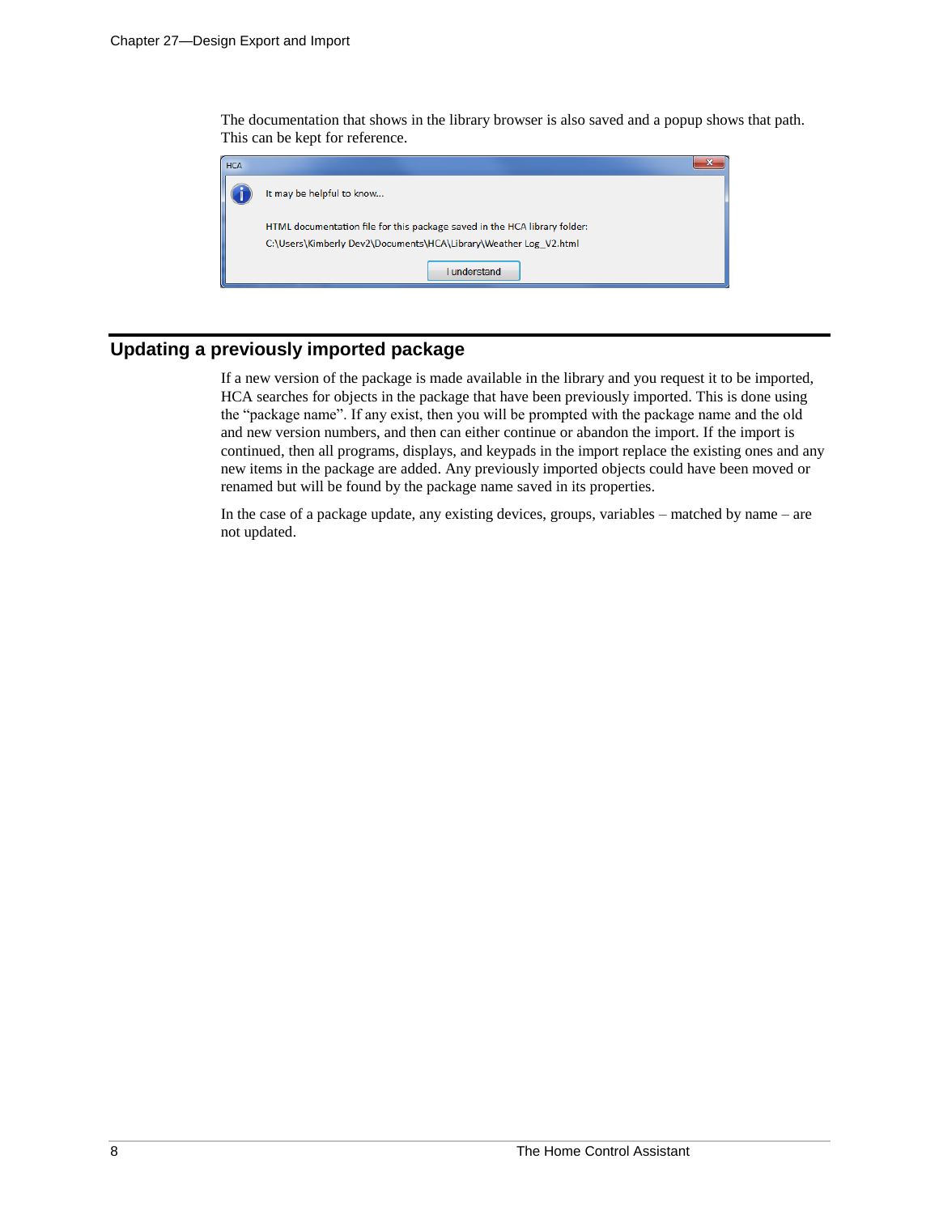The documentation that shows in the library browser is also saved and a popup shows that path. This can be kept for reference.

HCA

It may be helpful to know...

HTML documentation file for this package saved in the HCA library folder:
C:\Users\Kimberly Dev2\Documents\HCA\Library\Weather Log_V2.html

I understand

## Updating a previously imported package

If a new version of the package is made available in the library and you request it to be imported, HCA searches for objects in the package that have been previously imported. This is done using the "package name". If any exist, then you will be prompted with the package name and the old and new version numbers, and then can either continue or abandon the import. If the import is continued, then all programs, displays, and keypads in the import replace the existing ones and any new items in the package are added. Any previously imported objects could have been moved or renamed but will be found by the package name saved in its properties.

In the case of a package update, any existing devices, groups, variables – matched by name – are not updated.